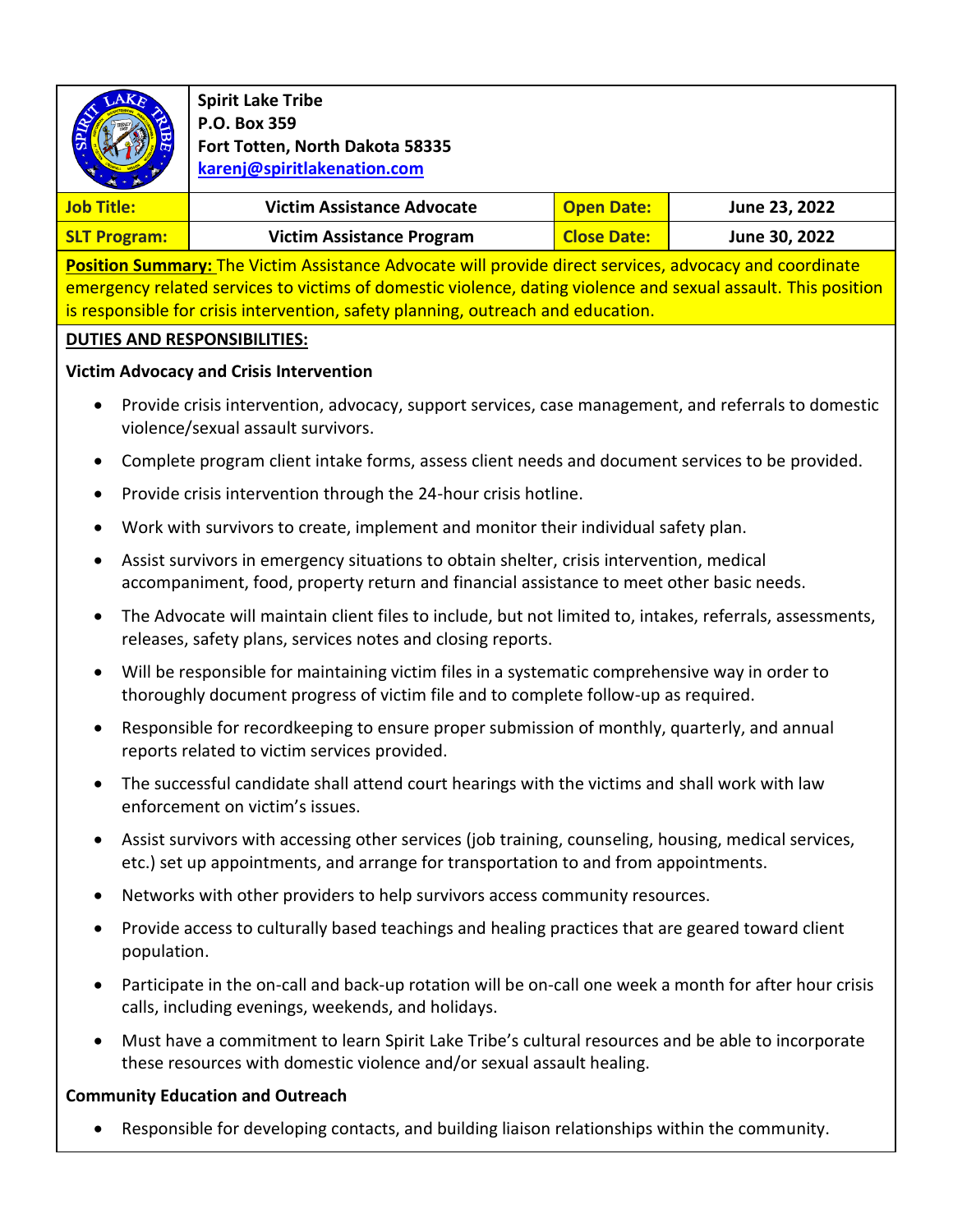**Spirit Lake Tribe**
**P.O. Box 359**
**Fort Totten, North Dakota 58335**
**karenj@spiritlakenation.com**

| Job Title: | Victim Assistance Advocate | Open Date: | June 23, 2022 |
|---|---|---|---|
| SLT Program: | Victim Assistance Program | Close Date: | June 30, 2022 |

**Position Summary:** The Victim Assistance Advocate will provide direct services, advocacy and coordinate emergency related services to victims of domestic violence, dating violence and sexual assault. This position is responsible for crisis intervention, safety planning, outreach and education.

**DUTIES AND RESPONSIBILITIES:**

**Victim Advocacy and Crisis Intervention**

- Provide crisis intervention, advocacy, support services, case management, and referrals to domestic violence/sexual assault survivors.
- Complete program client intake forms, assess client needs and document services to be provided.
- Provide crisis intervention through the 24-hour crisis hotline.
- Work with survivors to create, implement and monitor their individual safety plan.
- Assist survivors in emergency situations to obtain shelter, crisis intervention, medical accompaniment, food, property return and financial assistance to meet other basic needs.
- The Advocate will maintain client files to include, but not limited to, intakes, referrals, assessments, releases, safety plans, services notes and closing reports.
- Will be responsible for maintaining victim files in a systematic comprehensive way in order to thoroughly document progress of victim file and to complete follow-up as required.
- Responsible for recordkeeping to ensure proper submission of monthly, quarterly, and annual reports related to victim services provided.
- The successful candidate shall attend court hearings with the victims and shall work with law enforcement on victim's issues.
- Assist survivors with accessing other services (job training, counseling, housing, medical services, etc.) set up appointments, and arrange for transportation to and from appointments.
- Networks with other providers to help survivors access community resources.
- Provide access to culturally based teachings and healing practices that are geared toward client population.
- Participate in the on-call and back-up rotation will be on-call one week a month for after hour crisis calls, including evenings, weekends, and holidays.
- Must have a commitment to learn Spirit Lake Tribe's cultural resources and be able to incorporate these resources with domestic violence and/or sexual assault healing.

**Community Education and Outreach**

- Responsible for developing contacts, and building liaison relationships within the community.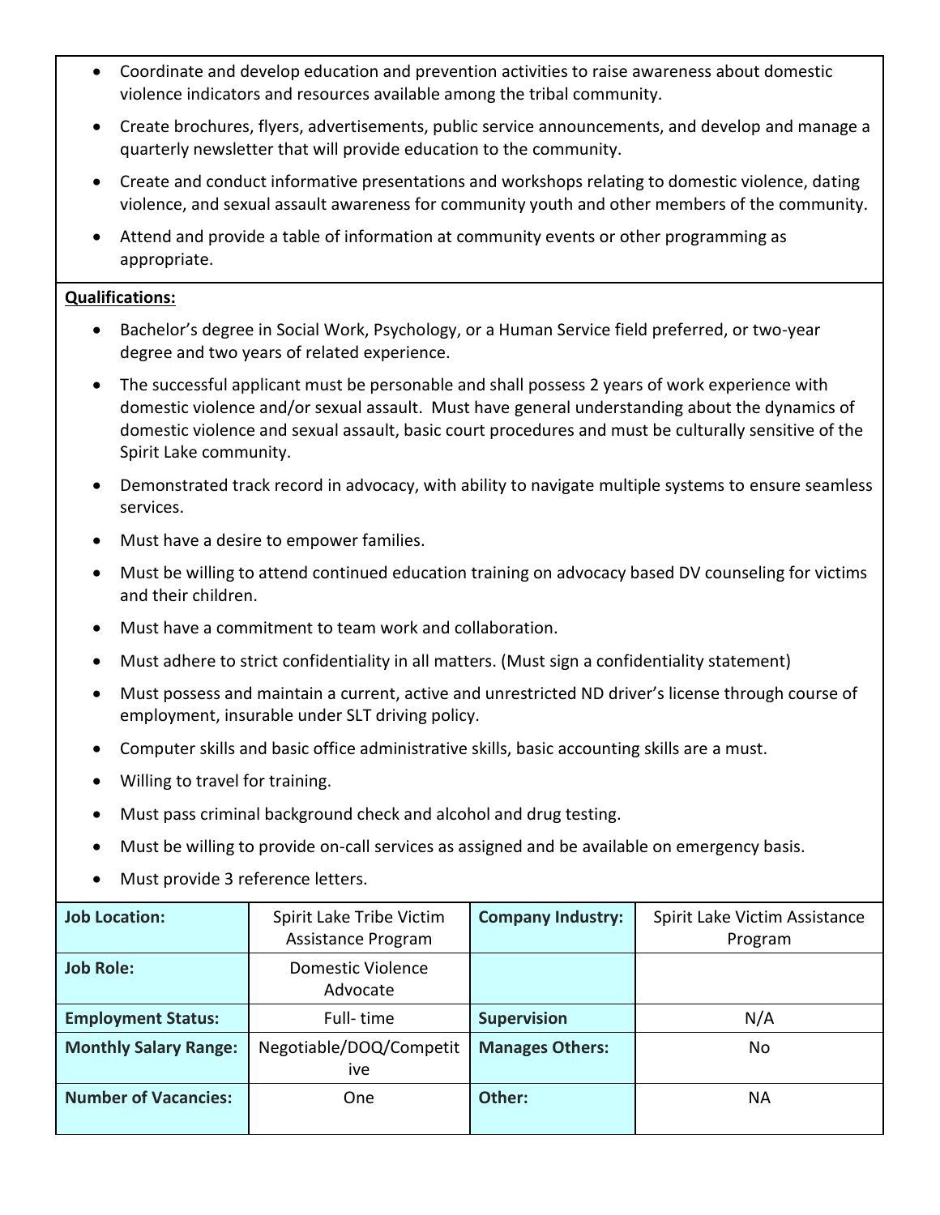- Coordinate and develop education and prevention activities to raise awareness about domestic violence indicators and resources available among the tribal community.
- Create brochures, flyers, advertisements, public service announcements, and develop and manage a quarterly newsletter that will provide education to the community.
- Create and conduct informative presentations and workshops relating to domestic violence, dating violence, and sexual assault awareness for community youth and other members of the community.
- Attend and provide a table of information at community events or other programming as appropriate.

**Qualifications:**

- Bachelor's degree in Social Work, Psychology, or a Human Service field preferred, or two-year degree and two years of related experience.
- The successful applicant must be personable and shall possess 2 years of work experience with domestic violence and/or sexual assault. Must have general understanding about the dynamics of domestic violence and sexual assault, basic court procedures and must be culturally sensitive of the Spirit Lake community.
- Demonstrated track record in advocacy, with ability to navigate multiple systems to ensure seamless services.
- Must have a desire to empower families.
- Must be willing to attend continued education training on advocacy based DV counseling for victims and their children.
- Must have a commitment to team work and collaboration.
- Must adhere to strict confidentiality in all matters. (Must sign a confidentiality statement)
- Must possess and maintain a current, active and unrestricted ND driver's license through course of employment, insurable under SLT driving policy.
- Computer skills and basic office administrative skills, basic accounting skills are a must.
- Willing to travel for training.
- Must pass criminal background check and alcohol and drug testing.
- Must be willing to provide on-call services as assigned and be available on emergency basis.
- Must provide 3 reference letters.

| **Job Location:** | Spirit Lake Tribe Victim Assistance Program | **Company Industry:** | Spirit Lake Victim Assistance Program |
|---|---|---|---|
| **Job Role:** | Domestic Violence Advocate | | |
| **Employment Status:** | Full- time | **Supervision** | N/A |
| **Monthly Salary Range:** | Negotiable/DOQ/Competitive | **Manages Others:** | No |
| **Number of Vacancies:** | One | **Other:** | NA |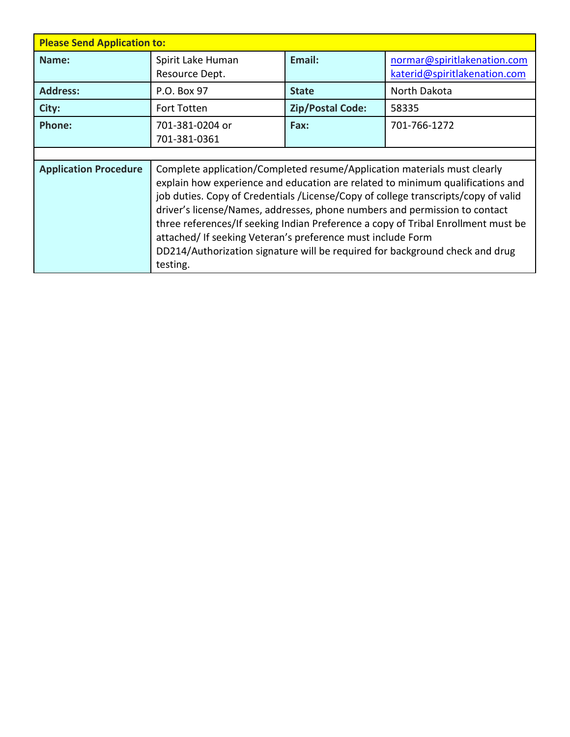| Please Send Application to: | | | |
|---|---|---|---|
| **Name:** | Spirit Lake Human Resource Dept. | **Email:** | normar@spiritlakenation.com katerid@spiritlakenation.com |
| **Address:** | P.O. Box 97 | **State** | North Dakota |
| **City:** | Fort Totten | **Zip/Postal Code:** | 58335 |
| **Phone:** | 701-381-0204 or 701-381-0361 | **Fax:** | 701-766-1272 |

| | |
|---|---|
| **Application Procedure** | Complete application/Completed resume/Application materials must clearly explain how experience and education are related to minimum qualifications and job duties. Copy of Credentials /License/Copy of college transcripts/copy of valid driver's license/Names, addresses, phone numbers and permission to contact three references/If seeking Indian Preference a copy of Tribal Enrollment must be attached/ If seeking Veteran's preference must include Form DD214/Authorization signature will be required for background check and drug testing. |